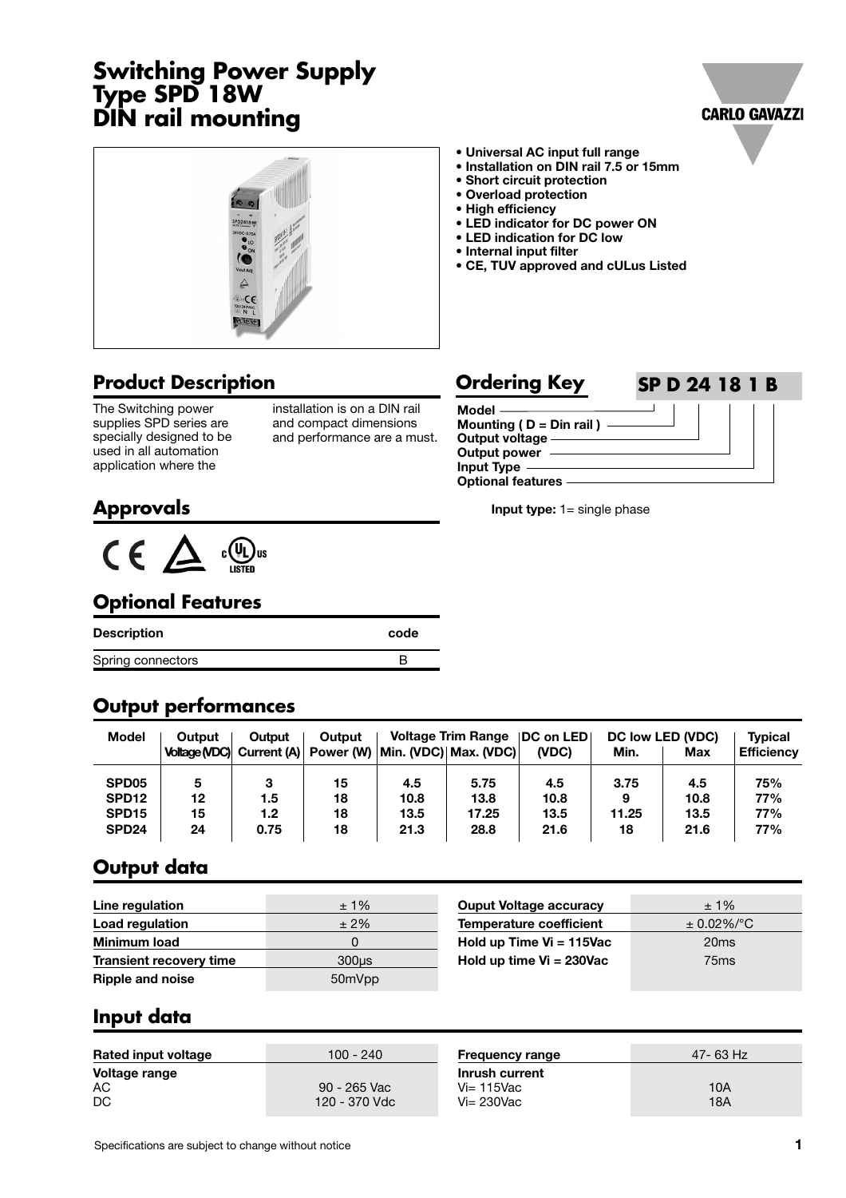# Switching Power Supply Type SPD 18W DIN rail mounting

- Universal AC input full range
- Installation on DIN rail 7.5 or 15mm
- Short circuit protection
- Overload protection
- High efficiency
- LED indicator for DC power ON
- LED indication for DC low
- Internal input filter
- CE, TUV approved and cULus Listed

## Product Description

The Switching power supplies SPD series are specially designed to be used in all automation application where the installation is on a DIN rail and compact dimensions and performance are a must.

## Ordering Key

**SP D 24 18 1 B**

- Model
- Mounting ( D = Din rail )
- Output voltage
- Output power
- Input Type
- Optional features

**Input type:** 1= single phase

## Approvals

CE, TUV, cULus LISTED

## Optional Features

| Description | code |
|---|---|
| Spring connectors | B |

## Output performances

| Model | Output Voltage (VDC) | Output Current (A) | Output Power (W) | Voltage Trim Range Min. (VDC) | Voltage Trim Range Max. (VDC) | DC on LED (VDC) | DC low LED (VDC) Min. | DC low LED (VDC) Max | Typical Efficiency |
|---|---|---|---|---|---|---|---|---|---|
| SPD05 | 5 | 3 | 15 | 4.5 | 5.75 | 4.5 | 3.75 | 4.5 | 75% |
| SPD12 | 12 | 1.5 | 18 | 10.8 | 13.8 | 10.8 | 9 | 10.8 | 77% |
| SPD15 | 15 | 1.2 | 18 | 13.5 | 17.25 | 13.5 | 11.25 | 13.5 | 77% |
| SPD24 | 24 | 0.75 | 18 | 21.3 | 28.8 | 21.6 | 18 | 21.6 | 77% |

## Output data

| | |
|---|---|
| Line regulation | ± 1% |
| Load regulation | ± 2% |
| Minimum load | 0 |
| Transient recovery time | 300µs |
| Ripple and noise | 50mVpp |

| | |
|---|---|
| Ouput Voltage accuracy | ± 1% |
| Temperature coefficient | ± 0.02%/°C |
| Hold up Time Vi = 115Vac | 20ms |
| Hold up time Vi = 230Vac | 75ms |

## Input data

| | |
|---|---|
| Rated input voltage | 100 - 240 |
| Voltage range | |
| AC | 90 - 265 Vac |
| DC | 120 - 370 Vdc |

| | |
|---|---|
| Frequency range | 47- 63 Hz |
| Inrush current | |
| Vi= 115Vac | 10A |
| Vi= 230Vac | 18A |

Specifications are subject to change without notice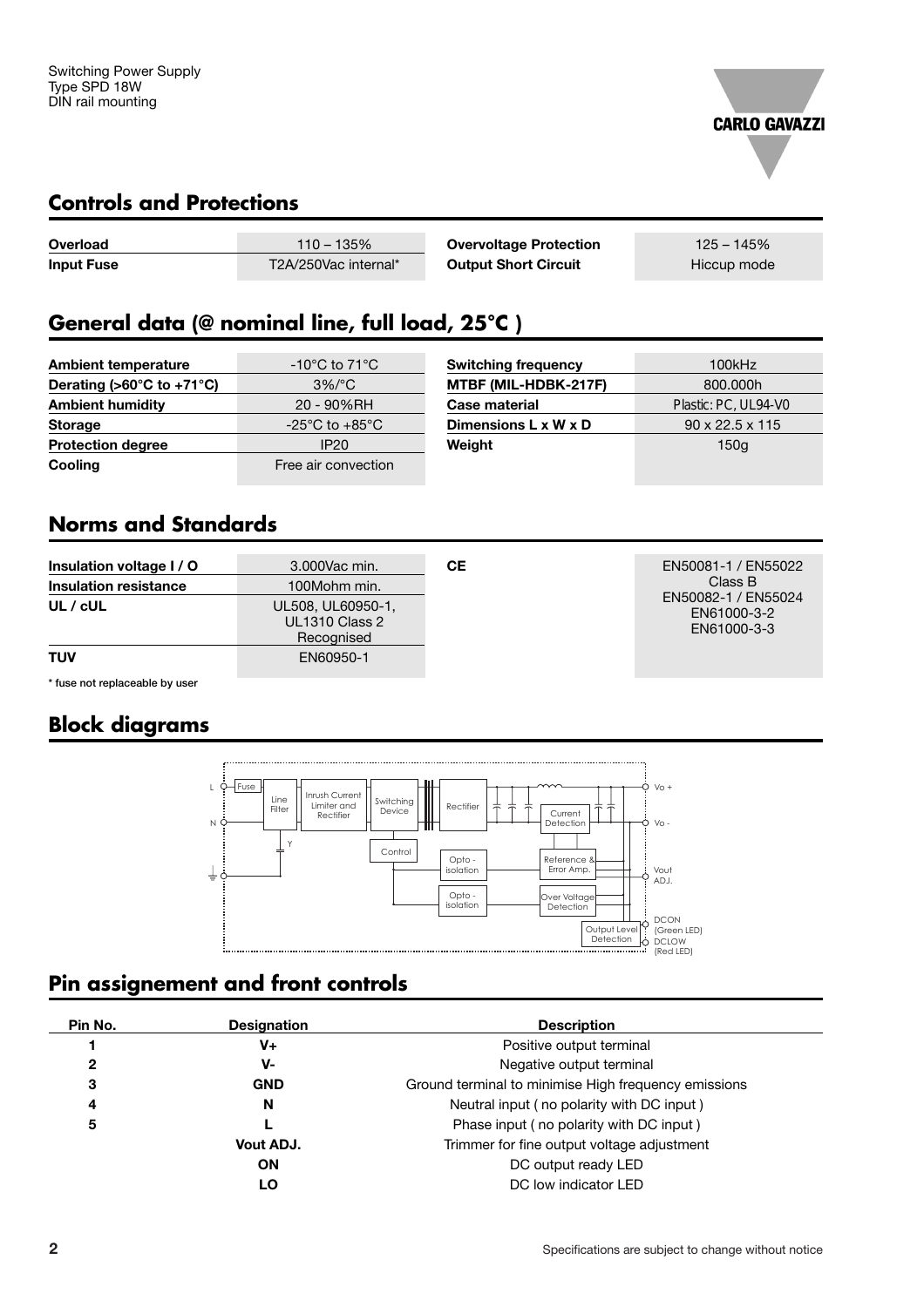## Controls and Protections

| | | | |
|---|---|---|---|
| **Overload** | 110 – 135% | **Overvoltage Protection** | 125 – 145% |
| **Input Fuse** | T2A/250Vac internal* | **Output Short Circuit** | Hiccup mode |

## General data (@ nominal line, full load, 25°C )

| | | | |
|---|---|---|---|
| **Ambient temperature** | -10°C to 71°C | **Switching frequency** | 100kHz |
| **Derating (>60°C to +71°C)** | 3%/°C | **MTBF (MIL-HDBK-217F)** | 800.000h |
| **Ambient humidity** | 20 - 90%RH | **Case material** | Plastic: PC, UL94-V0 |
| **Storage** | -25°C to +85°C | **Dimensions L x W x D** | 90 x 22.5 x 115 |
| **Protection degree** | IP20 | **Weight** | 150g |
| **Cooling** | Free air convection | | |

## Norms and Standards

| | | | |
|---|---|---|---|
| **Insulation voltage I / O** | 3.000Vac min. | **CE** | EN50081-1 / EN55022 Class B EN50082-1 / EN55024 EN61000-3-2 EN61000-3-3 |
| **Insulation resistance** | 100Mohm min. | | |
| **UL / cUL** | UL508, UL60950-1, UL1310 Class 2 Recognised | | |
| **TUV** | EN60950-1 | | |

\* fuse not replaceable by user

## Block diagrams

## Pin assignement and front controls

| Pin No. | Designation | Description |
|---|---|---|
| 1 | **V+** | Positive output terminal |
| 2 | **V-** | Negative output terminal |
| 3 | **GND** | Ground terminal to minimise High frequency emissions |
| 4 | **N** | Neutral input ( no polarity with DC input ) |
| 5 | **L** | Phase input ( no polarity with DC input ) |
| | **Vout ADJ.** | Trimmer for fine output voltage adjustment |
| | **ON** | DC output ready LED |
| | **LO** | DC low indicator LED |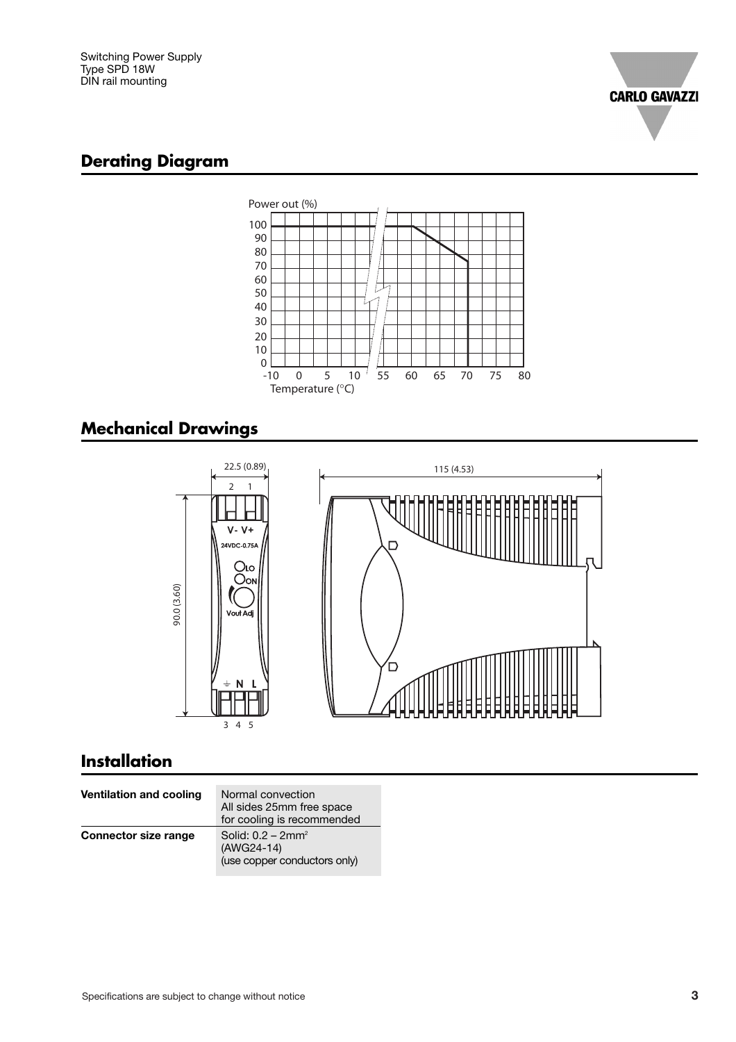## Derating Diagram

Power out (%)

100
90
80
70
60
50
40
30
20
10
0

-10 0 5 10 55 60 65 70 75 80

Temperature (°C)

## Mechanical Drawings

22.5 (0.89)

2 1

V- V+

24VDC-0.75A

LO

ON

Vout Adj

⏚ N L

3 4 5

90.0 (3.60)

115 (4.53)

## Installation

| | |
|---|---|
| **Ventilation and cooling** | Normal convection<br>All sides 25mm free space for cooling is recommended |
| **Connector size range** | Solid: 0.2 – 2mm$^2$<br>(AWG24-14)<br>(use copper conductors only) |